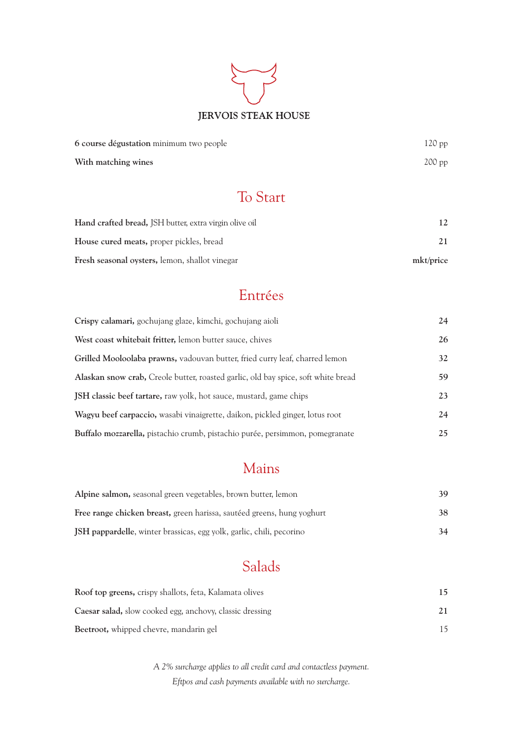# JERVOIS STEAK HOUSE

**6 course dégustation** minimum two people 120 pp

**With matching wines** 200 pp

## To Start

**Hand crafted bread,** JSH butter, extra virgin olive oil **12**

**House cured meats,** proper pickles, bread **21**

**Fresh seasonal oysters,** lemon, shallot vinegar **mkt/price**

## Entrées

**Crispy calamari,** gochujang glaze, kimchi, gochujang aioli **24**

**West coast whitebait fritter,** lemon butter sauce, chives **26**

**Grilled Mooloolaba prawns,** vadouvan butter, fried curry leaf, charred lemon **32**

**Alaskan snow crab,** Creole butter, roasted garlic, old bay spice, soft white bread **59**

**JSH classic beef tartare,** raw yolk, hot sauce, mustard, game chips **23**

**Wagyu beef carpaccio,** wasabi vinaigrette, daikon, pickled ginger, lotus root **24**

**Buffalo mozzarella,** pistachio crumb, pistachio purée, persimmon, pomegranate **25**

## Mains

**Alpine salmon,** seasonal green vegetables, brown butter, lemon **39**

**Free range chicken breast,** green harissa, sautéed greens, hung yoghurt **38**

**JSH pappardelle**, winter brassicas, egg yolk, garlic, chili, pecorino **34**

## Salads

**Roof top greens,** crispy shallots, feta, Kalamata olives **15**

**Caesar salad,** slow cooked egg, anchovy, classic dressing **21**

**Beetroot,** whipped chevre, mandarin gel 15

*A 2% surcharge applies to all credit card and contactless payment.*

*Eftpos and cash payments available with no surcharge.*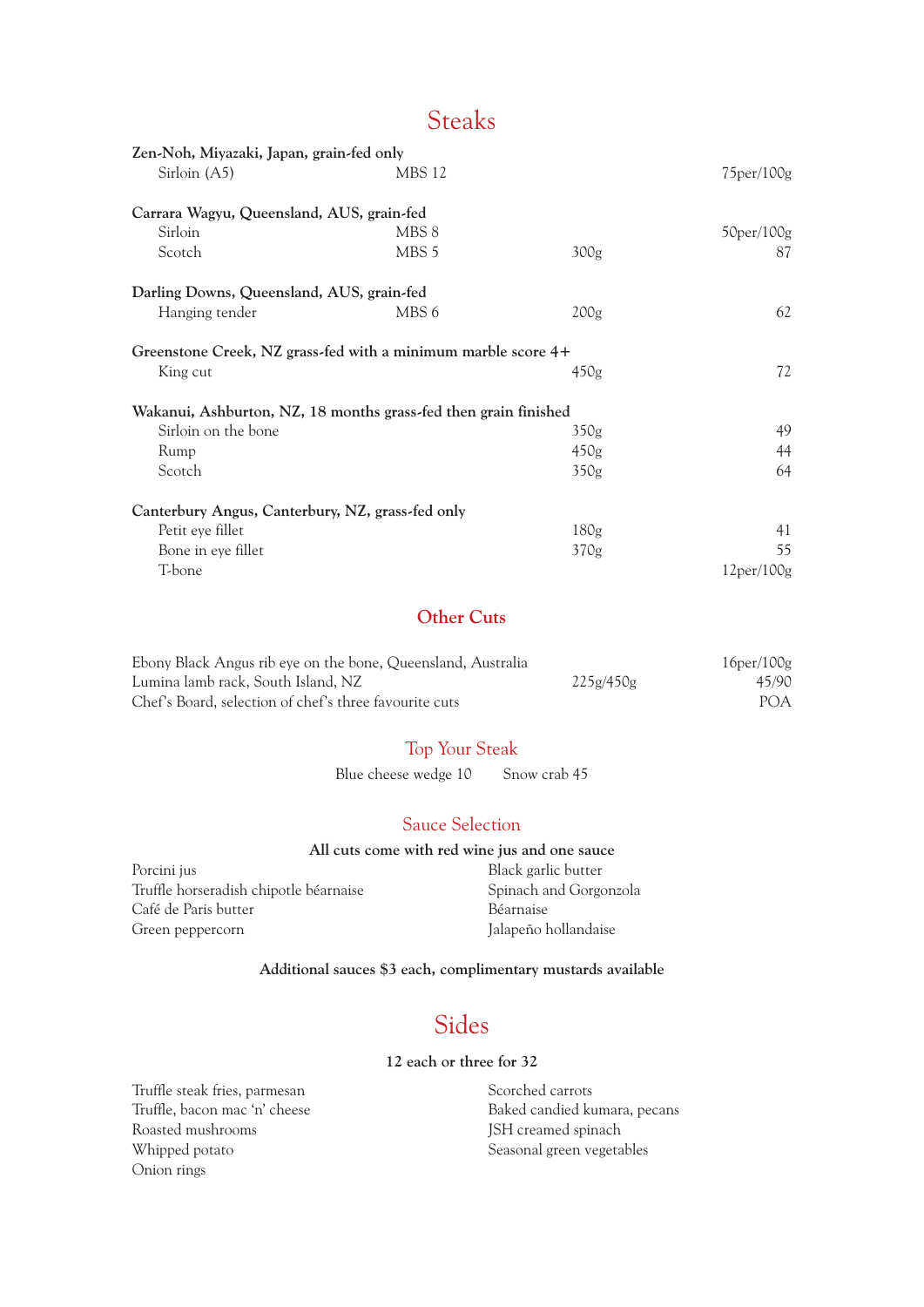# Steaks

| | | | |
|---|---|---|---|
| **Zen-Noh, Miyazaki, Japan, grain-fed only** | | | |
| Sirloin (A5) | MBS 12 | | 75per/100g |
| **Carrara Wagyu, Queensland, AUS, grain-fed** | | | |
| Sirloin | MBS 8 | | 50per/100g |
| Scotch | MBS 5 | 300g | 87 |
| **Darling Downs, Queensland, AUS, grain-fed** | | | |
| Hanging tender | MBS 6 | 200g | 62 |
| **Greenstone Creek, NZ grass-fed with a minimum marble score 4+** | | | |
| King cut | | 450g | 72 |
| **Wakanui, Ashburton, NZ, 18 months grass-fed then grain finished** | | | |
| Sirloin on the bone | | 350g | 49 |
| Rump | | 450g | 44 |
| Scotch | | 350g | 64 |
| **Canterbury Angus, Canterbury, NZ, grass-fed only** | | | |
| Petit eye fillet | | 180g | 41 |
| Bone in eye fillet | | 370g | 55 |
| T-bone | | | 12per/100g |

## Other Cuts

| | | |
|---|---|---|
| Ebony Black Angus rib eye on the bone, Queensland, Australia | | 16per/100g |
| Lumina lamb rack, South Island, NZ | 225g/450g | 45/90 |
| Chef's Board, selection of chef's three favourite cuts | | POA |

## Top Your Steak

Blue cheese wedge 10

Snow crab 45

## Sauce Selection

**All cuts come with red wine jus and one sauce**

Porcini jus
Truffle horseradish chipotle béarnaise
Café de Paris butter
Green peppercorn
Black garlic butter
Spinach and Gorgonzola
Béarnaise
Jalapeño hollandaise

**Additional sauces $3 each, complimentary mustards available**

# Sides

**12 each or three for 32**

Truffle steak fries, parmesan
Truffle, bacon mac 'n' cheese
Roasted mushrooms
Whipped potato
Onion rings
Scorched carrots
Baked candied kumara, pecans
JSH creamed spinach
Seasonal green vegetables